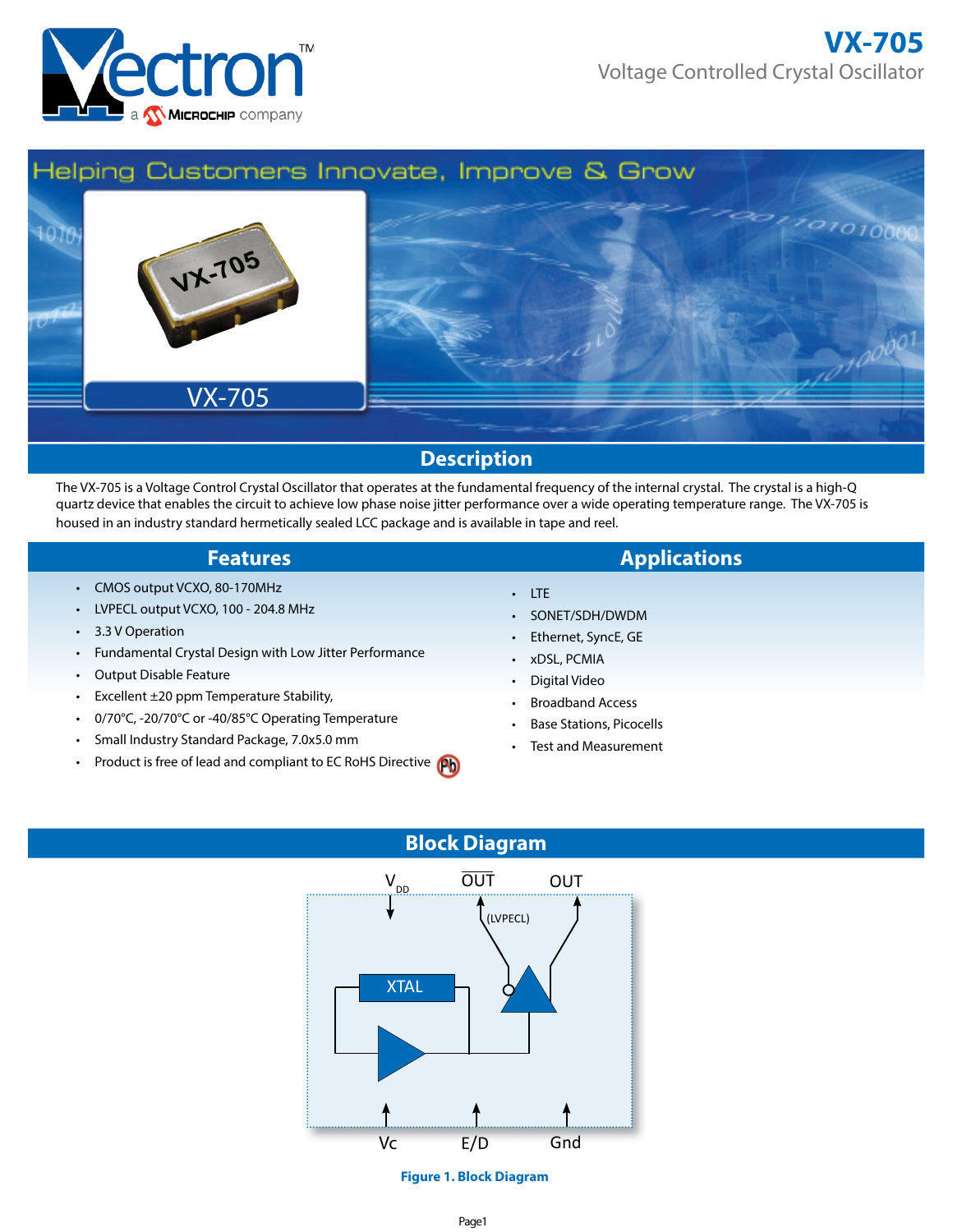# VX-705

Voltage Controlled Crystal Oscillator

## Description

The VX-705 is a Voltage Control Crystal Oscillator that operates at the fundamental frequency of the internal crystal. The crystal is a high-Q quartz device that enables the circuit to achieve low phase noise jitter performance over a wide operating temperature range. The VX-705 is housed in an industry standard hermetically sealed LCC package and is available in tape and reel.

## Features

- CMOS output VCXO, 80-170MHz
- LVPECL output VCXO, 100 - 204.8 MHz
- 3.3 V Operation
- Fundamental Crystal Design with Low Jitter Performance
- Output Disable Feature
- Excellent ±20 ppm Temperature Stability,
- 0/70°C, -20/70°C or -40/85°C Operating Temperature
- Small Industry Standard Package, 7.0x5.0 mm
- Product is free of lead and compliant to EC RoHS Directive

## Applications

- LTE
- SONET/SDH/DWDM
- Ethernet, SyncE, GE
- xDSL, PCMIA
- Digital Video
- Broadband Access
- Base Stations, Picocells
- Test and Measurement

## Block Diagram

**Figure 1. Block Diagram**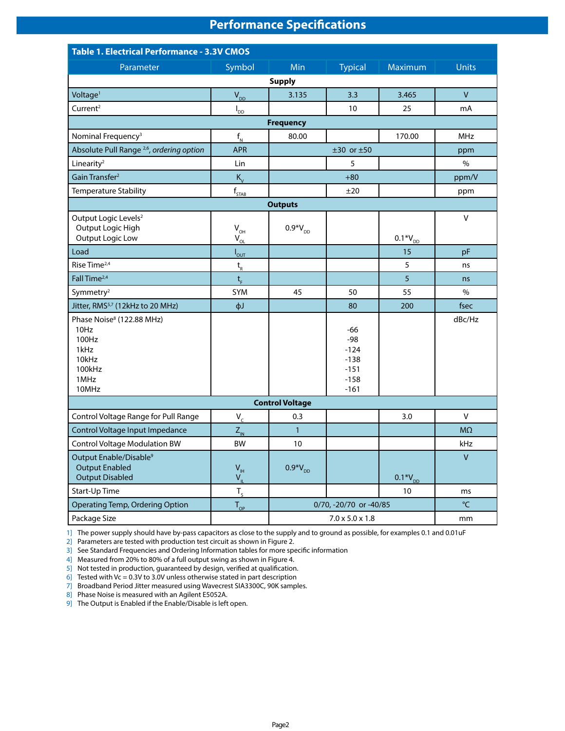# Performance Specifications

**Table 1. Electrical Performance - 3.3V CMOS**

| Parameter | Symbol | Min | Typical | Maximum | Units |
|---|---|---|---|---|---|
| **Supply** | | | | | |
| Voltage[1] | $V_{DD}$ | 3.135 | 3.3 | 3.465 | V |
| Current[2] | $I_{DD}$ | | 10 | 25 | mA |
| **Frequency** | | | | | |
| Nominal Frequency[3] | $f_N$ | 80.00 | | 170.00 | MHz |
| Absolute Pull Range [2,6], *ordering option* | APR | | ±30 or ±50 | | ppm |
| Linearity[2] | Lin | | 5 | | % |
| Gain Transfer[2] | $K_V$ | | +80 | | ppm/V |
| Temperature Stability | $f_{STAB}$ | | ±20 | | ppm |
| **Outputs** | | | | | |
| Output Logic Levels[2]<br>Output Logic High<br>Output Logic Low | <br>$V_{OH}$<br>$V_{OL}$ | <br>0.9*$V_{DD}$ | | <br><br>0.1*$V_{DD}$ | V |
| Load | $I_{OUT}$ | | | 15 | pF |
| Rise Time[2,4] | $t_R$ | | | 5 | ns |
| Fall Time[2,4] | $t_F$ | | | 5 | ns |
| Symmetry[2] | SYM | 45 | 50 | 55 | % |
| Jitter, RMS[5,7] (12kHz to 20 MHz) | ϕJ | | 80 | 200 | fsec |
| Phase Noise[8] (122.88 MHz)<br>10Hz<br>100Hz<br>1kHz<br>10kHz<br>100kHz<br>1MHz<br>10MHz | | | <br>-66<br>-98<br>-124<br>-138<br>-151<br>-158<br>-161 | | dBc/Hz |
| **Control Voltage** | | | | | |
| Control Voltage Range for Pull Range | $V_C$ | 0.3 | | 3.0 | V |
| Control Voltage Input Impedance | $Z_{IN}$ | 1 | | | MΩ |
| Control Voltage Modulation BW | BW | 10 | | | kHz |
| Output Enable/Disable[9]<br>Output Enabled<br>Output Disabled | <br>$V_{IH}$<br>$V_{IL}$ | <br>0.9*$V_{DD}$ | | <br><br>0.1*$V_{DD}$ | V |
| Start-Up Time | $T_S$ | | | 10 | ms |
| Operating Temp, Ordering Option | $T_{OP}$ | | 0/70, -20/70 or -40/85 | | °C |
| Package Size | | | 7.0 x 5.0 x 1.8 | | mm |

1] The power supply should have by-pass capacitors as close to the supply and to ground as possible, for examples 0.1 and 0.01uF
2] Parameters are tested with production test circuit as shown in Figure 2.
3] See Standard Frequencies and Ordering Information tables for more specific information
4] Measured from 20% to 80% of a full output swing as shown in Figure 4.
5] Not tested in production, guaranteed by design, verified at qualification.
6] Tested with Vc = 0.3V to 3.0V unless otherwise stated in part description
7] Broadband Period Jitter measured using Wavecrest SIA3300C, 90K samples.
8] Phase Noise is measured with an Agilent E5052A.
9] The Output is Enabled if the Enable/Disable is left open.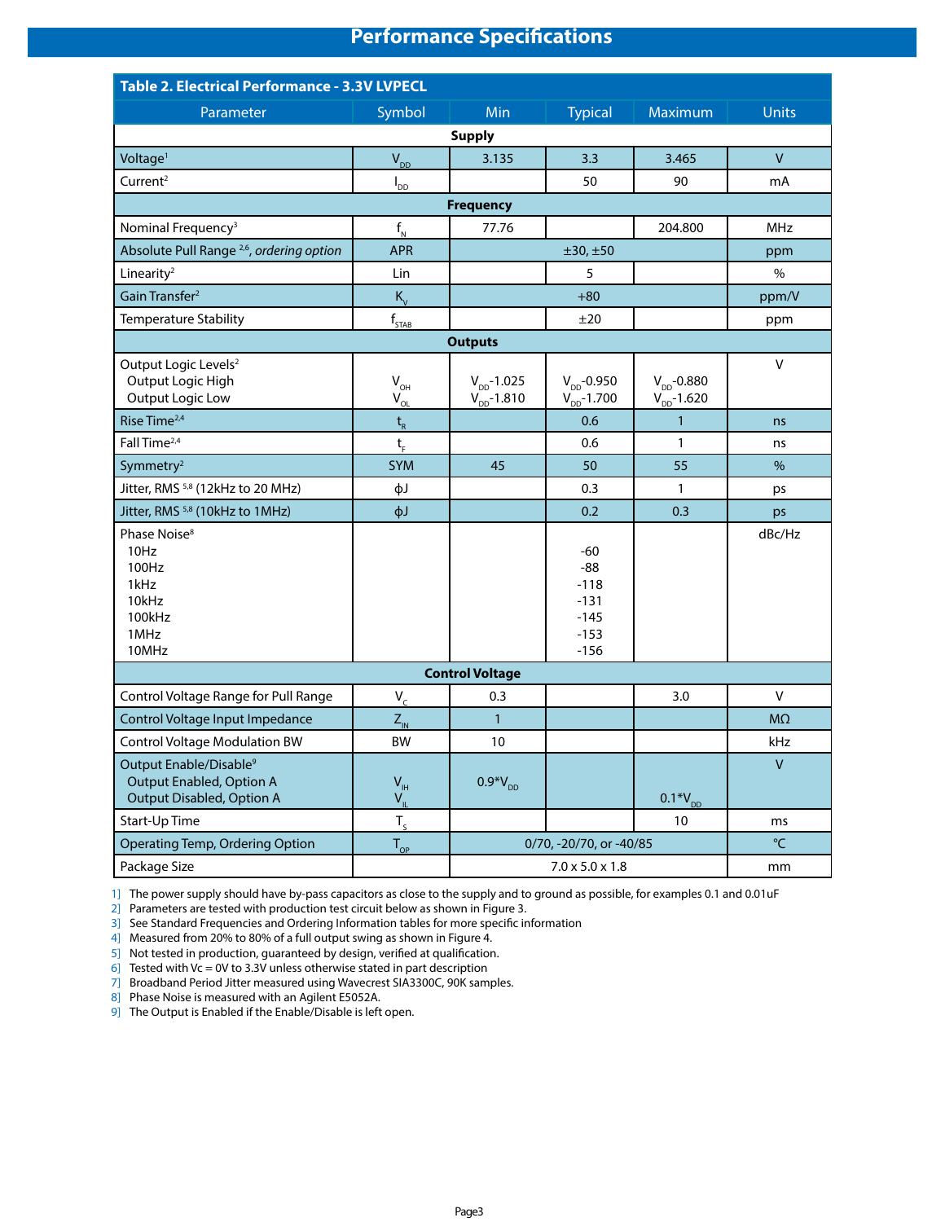# Performance Specifications

| Table 2. Electrical Performance - 3.3V LVPECL | | | | | |
|---|---|---|---|---|---|
| Parameter | Symbol | Min | Typical | Maximum | Units |
| **Supply** | | | | | |
| Voltage[1] | $V_{DD}$ | 3.135 | 3.3 | 3.465 | V |
| Current[2] | $I_{DD}$ | | 50 | 90 | mA |
| **Frequency** | | | | | |
| Nominal Frequency[3] | $f_N$ | 77.76 | | 204.800 | MHz |
| Absolute Pull Range [2,6], *ordering option* | APR | | ±30, ±50 | | ppm |
| Linearity[2] | Lin | | 5 | | % |
| Gain Transfer[2] | $K_V$ | | +80 | | ppm/V |
| Temperature Stability | $f_{STAB}$ | | ±20 | | ppm |
| **Outputs** | | | | | |
| Output Logic Levels[2]<br>Output Logic High<br>Output Logic Low | <br>$V_{OH}$<br>$V_{OL}$ | <br>$V_{DD}$-1.025<br>$V_{DD}$-1.810 | <br>$V_{DD}$-0.950<br>$V_{DD}$-1.700 | <br>$V_{DD}$-0.880<br>$V_{DD}$-1.620 | V |
| Rise Time[2,4] | $t_R$ | | 0.6 | 1 | ns |
| Fall Time[2,4] | $t_F$ | | 0.6 | 1 | ns |
| Symmetry[2] | SYM | 45 | 50 | 55 | % |
| Jitter, RMS [5,8] (12kHz to 20 MHz) | ϕJ | | 0.3 | 1 | ps |
| Jitter, RMS [5,8] (10kHz to 1MHz) | ϕJ | | 0.2 | 0.3 | ps |
| Phase Noise[8]<br>10Hz<br>100Hz<br>1kHz<br>10kHz<br>100kHz<br>1MHz<br>10MHz | | | <br>-60<br>-88<br>-118<br>-131<br>-145<br>-153<br>-156 | | dBc/Hz |
| **Control Voltage** | | | | | |
| Control Voltage Range for Pull Range | $V_C$ | 0.3 | | 3.0 | V |
| Control Voltage Input Impedance | $Z_{IN}$ | 1 | | | MΩ |
| Control Voltage Modulation BW | BW | 10 | | | kHz |
| Output Enable/Disable[9]<br>Output Enabled, Option A<br>Output Disabled, Option A | <br>$V_{IH}$<br>$V_{IL}$ | <br>0.9*$V_{DD}$<br> | | <br><br>0.1*$V_{DD}$ | V |
| Start-Up Time | $T_S$ | | | 10 | ms |
| Operating Temp, Ordering Option | $T_{OP}$ | | 0/70, -20/70, or -40/85 | | °C |
| Package Size | | | 7.0 x 5.0 x 1.8 | | mm |

1] The power supply should have by-pass capacitors as close to the supply and to ground as possible, for examples 0.1 and 0.01uF
2] Parameters are tested with production test circuit below as shown in Figure 3.
3] See Standard Frequencies and Ordering Information tables for more specific information
4] Measured from 20% to 80% of a full output swing as shown in Figure 4.
5] Not tested in production, guaranteed by design, verified at qualification.
6] Tested with Vc = 0V to 3.3V unless otherwise stated in part description
7] Broadband Period Jitter measured using Wavecrest SIA3300C, 90K samples.
8] Phase Noise is measured with an Agilent E5052A.
9] The Output is Enabled if the Enable/Disable is left open.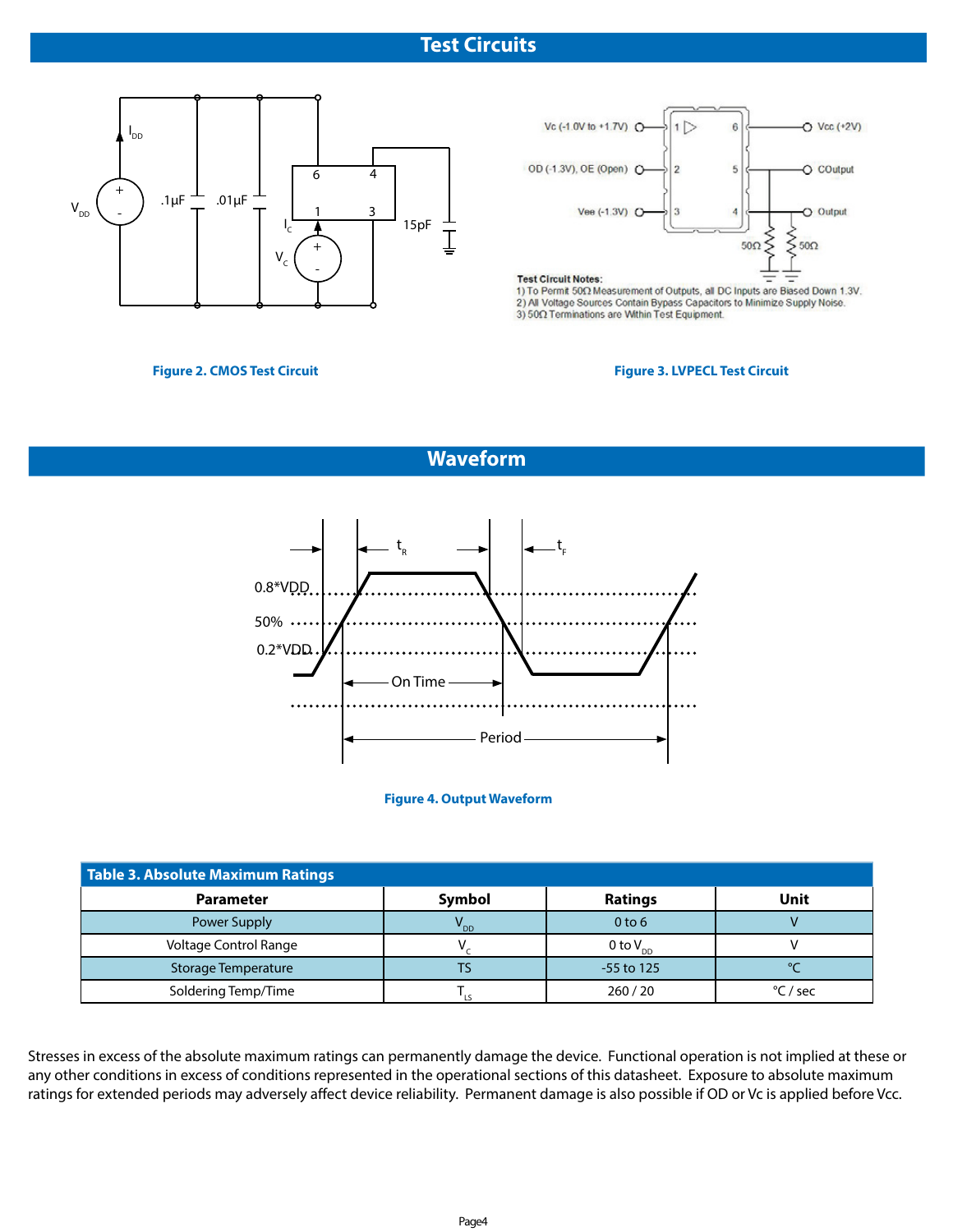## Test Circuits

Figure 2. CMOS Test Circuit

Test Circuit Notes:
1) To Permit 50Ω Measurement of Outputs, all DC Inputs are Biased Down 1.3V.
2) All Voltage Sources Contain Bypass Capacitors to Minimize Supply Noise.
3) 50Ω Terminations are Within Test Equipment.

Figure 3. LVPECL Test Circuit

## Waveform

Figure 4. Output Waveform

**Table 3. Absolute Maximum Ratings**

| Parameter | Symbol | Ratings | Unit |
|---|---|---|---|
| Power Supply | $V_{DD}$ | 0 to 6 | V |
| Voltage Control Range | $V_C$ | 0 to $V_{DD}$ | V |
| Storage Temperature | TS | -55 to 125 | °C |
| Soldering Temp/Time | $T_{LS}$ | 260 / 20 | °C / sec |

Stresses in excess of the absolute maximum ratings can permanently damage the device. Functional operation is not implied at these or any other conditions in excess of conditions represented in the operational sections of this datasheet. Exposure to absolute maximum ratings for extended periods may adversely affect device reliability. Permanent damage is also possible if OD or Vc is applied before Vcc.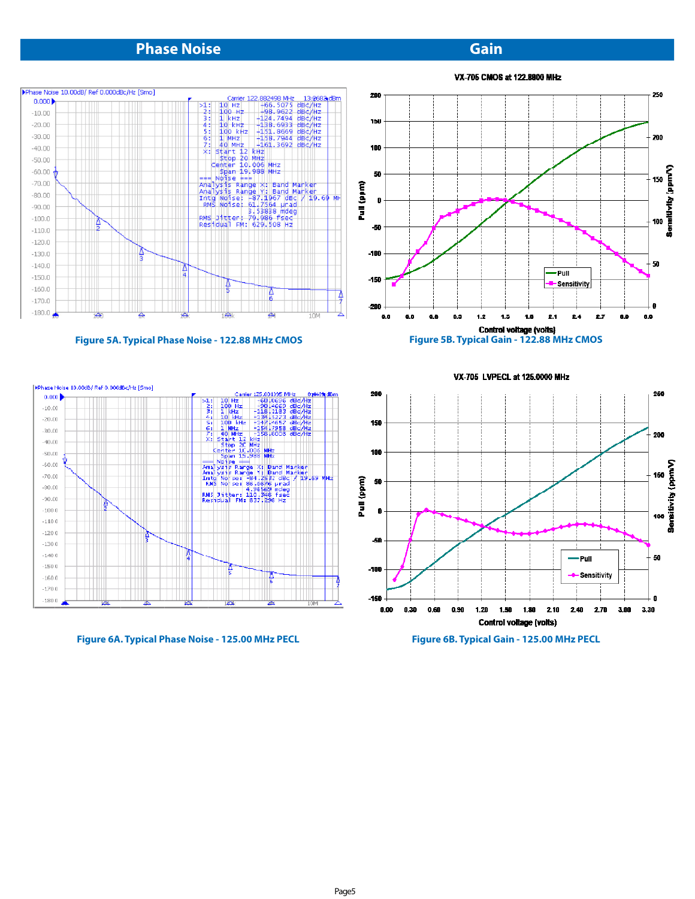## Phase Noise

## Gain

Figure 5A. Typical Phase Noise - 122.88 MHz CMOS

Figure 5B. Typical Gain - 122.88 MHz CMOS

Figure 6A. Typical Phase Noise - 125.00 MHz PECL

Figure 6B. Typical Gain - 125.00 MHz PECL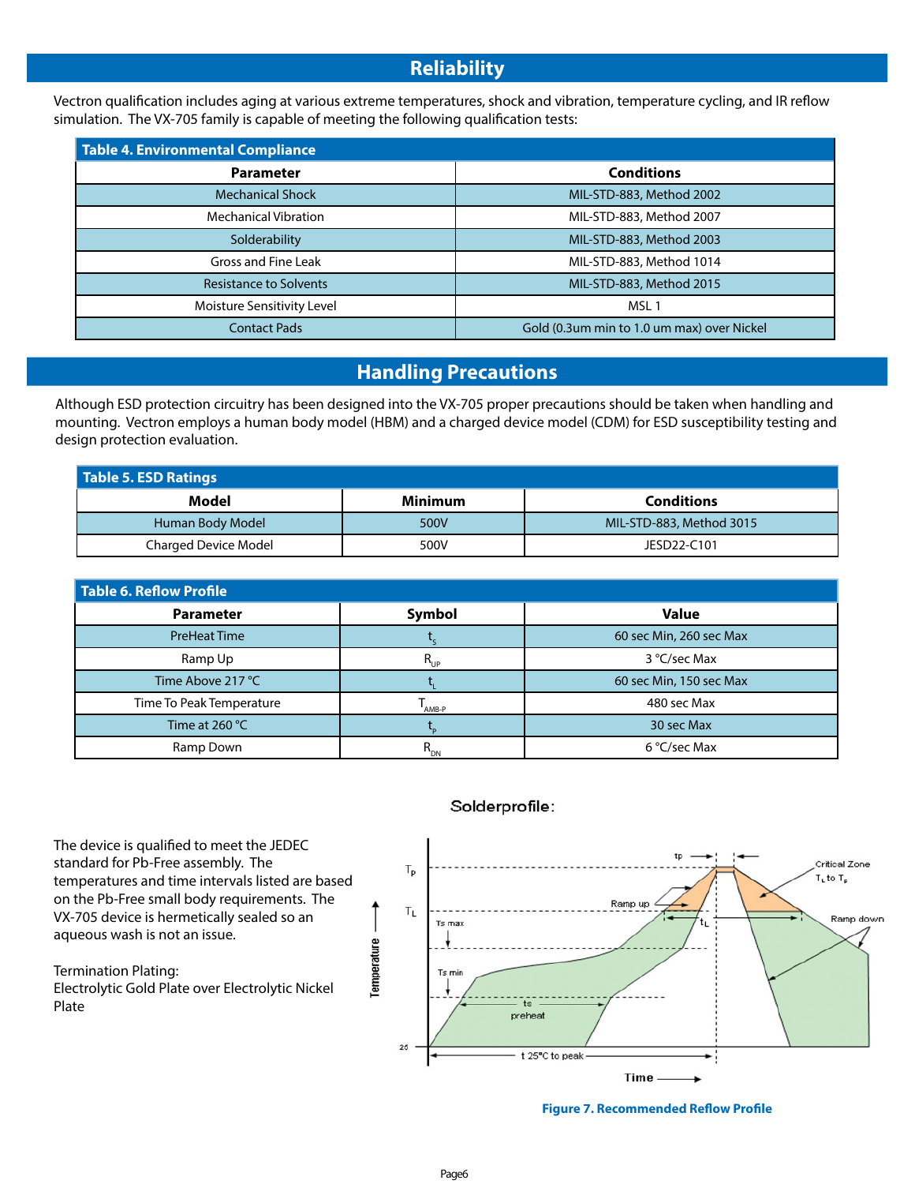## Reliability

Vectron qualification includes aging at various extreme temperatures, shock and vibration, temperature cycling, and IR reflow simulation. The VX-705 family is capable of meeting the following qualification tests:

**Table 4. Environmental Compliance**

| Parameter | Conditions |
|---|---|
| Mechanical Shock | MIL-STD-883, Method 2002 |
| Mechanical Vibration | MIL-STD-883, Method 2007 |
| Solderability | MIL-STD-883, Method 2003 |
| Gross and Fine Leak | MIL-STD-883, Method 1014 |
| Resistance to Solvents | MIL-STD-883, Method 2015 |
| Moisture Sensitivity Level | MSL 1 |
| Contact Pads | Gold (0.3um min to 1.0 um max) over Nickel |

## Handling Precautions

Although ESD protection circuitry has been designed into the VX-705 proper precautions should be taken when handling and mounting. Vectron employs a human body model (HBM) and a charged device model (CDM) for ESD susceptibility testing and design protection evaluation.

**Table 5. ESD Ratings**

| Model | Minimum | Conditions |
|---|---|---|
| Human Body Model | 500V | MIL-STD-883, Method 3015 |
| Charged Device Model | 500V | JESD22-C101 |

**Table 6. Reflow Profile**

| Parameter | Symbol | Value |
|---|---|---|
| PreHeat Time | $t_S$ | 60 sec Min, 260 sec Max |
| Ramp Up | $R_{UP}$ | 3 °C/sec Max |
| Time Above 217 °C | $t_L$ | 60 sec Min, 150 sec Max |
| Time To Peak Temperature | $T_{AMB-P}$ | 480 sec Max |
| Time at 260 °C | $t_P$ | 30 sec Max |
| Ramp Down | $R_{DN}$ | 6 °C/sec Max |

The device is qualified to meet the JEDEC standard for Pb-Free assembly. The temperatures and time intervals listed are based on the Pb-Free small body requirements. The VX-705 device is hermetically sealed so an aqueous wash is not an issue.

Termination Plating:
Electrolytic Gold Plate over Electrolytic Nickel Plate

**Figure 7. Recommended Reflow Profile**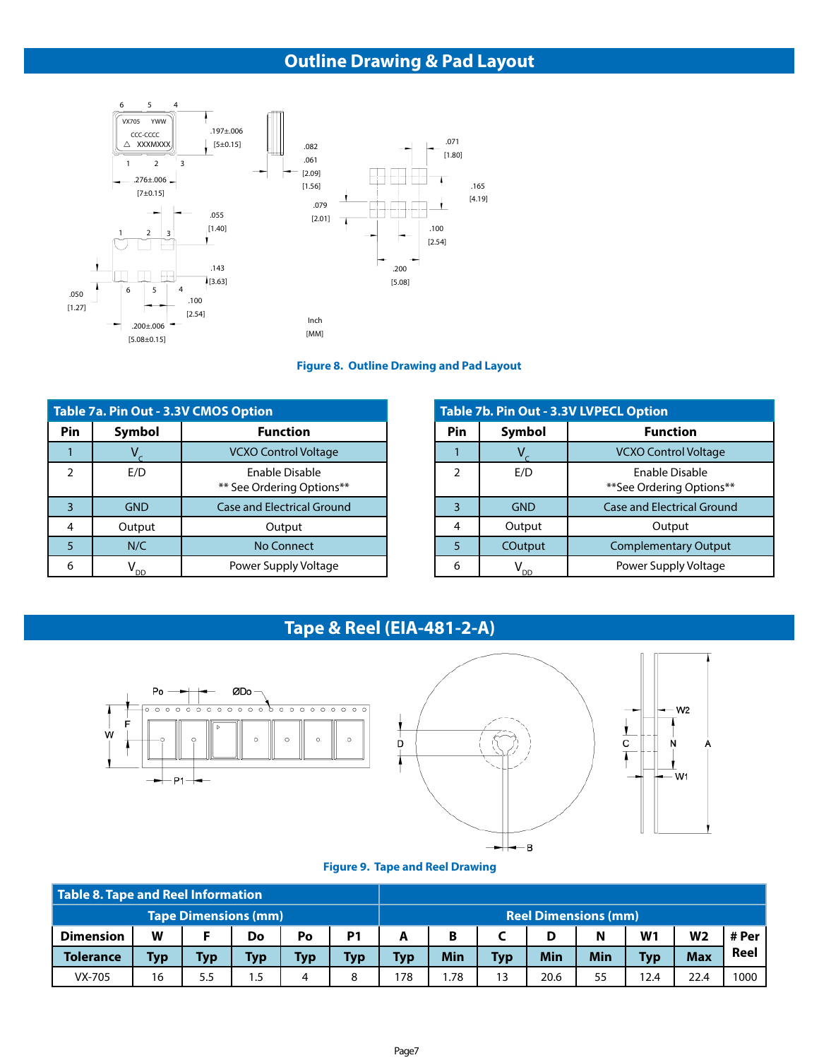## Outline Drawing & Pad Layout

Figure 8. Outline Drawing and Pad Layout

**Table 7a. Pin Out - 3.3V CMOS Option**

| Pin | Symbol | Function |
|---|---|---|
| 1 | $V_C$ | VCXO Control Voltage |
| 2 | E/D | Enable Disable<br>** See Ordering Options** |
| 3 | GND | Case and Electrical Ground |
| 4 | Output | Output |
| 5 | N/C | No Connect |
| 6 | $V_{DD}$ | Power Supply Voltage |

**Table 7b. Pin Out - 3.3V LVPECL Option**

| Pin | Symbol | Function |
|---|---|---|
| 1 | $V_C$ | VCXO Control Voltage |
| 2 | E/D | Enable Disable<br>**See Ordering Options** |
| 3 | GND | Case and Electrical Ground |
| 4 | Output | Output |
| 5 | COutput | Complementary Output |
| 6 | $V_{DD}$ | Power Supply Voltage |

## Tape & Reel (EIA-481-2-A)

Figure 9. Tape and Reel Drawing

**Table 8. Tape and Reel Information**

| | Tape Dimensions (mm) | | | | | Reel Dimensions (mm) | | | | | | | |
|---|---|---|---|---|---|---|---|---|---|---|---|---|---|
| Dimension | W | F | Do | Po | P1 | A | B | C | D | N | W1 | W2 | # Per Reel |
| Tolerance | Typ | Typ | Typ | Typ | Typ | Typ | Min | Typ | Min | Min | Typ | Max | |
| VX-705 | 16 | 5.5 | 1.5 | 4 | 8 | 178 | 1.78 | 13 | 20.6 | 55 | 12.4 | 22.4 | 1000 |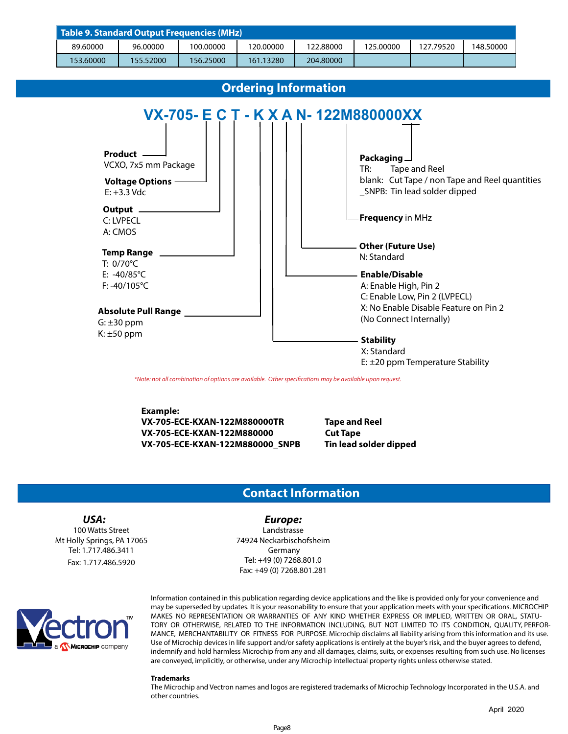| Table 9. Standard Output Frequencies (MHz) | | | | | | | |
|---|---|---|---|---|---|---|---|
| 89.60000 | 96.00000 | 100.00000 | 120.00000 | 122.88000 | 125.00000 | 127.79520 | 148.50000 |
| 153.60000 | 155.52000 | 156.25000 | 161.13280 | 204.80000 | | | |

## Ordering Information

**VX-705- E C T - K X A N- 122M880000XX**

**Product**
VCXO, 7x5 mm Package

**Voltage Options**
E: +3.3 Vdc

**Output**
C: LVPECL
A: CMOS

**Temp Range**
T: 0/70°C
E: -40/85°C
F: -40/105°C

**Absolute Pull Range**
G: ±30 ppm
K: ±50 ppm

**Packaging**
TR: Tape and Reel
blank: Cut Tape / non Tape and Reel quantities
_SNPB: Tin lead solder dipped

**Frequency** in MHz

**Other (Future Use)**
N: Standard

**Enable/Disable**
A: Enable High, Pin 2
C: Enable Low, Pin 2 (LVPECL)
X: No Enable Disable Feature on Pin 2
(No Connect Internally)

**Stability**
X: Standard
E: ±20 ppm Temperature Stability

*\*Note: not all combination of options are available. Other specifications may be available upon request.*

**Example:**

| | |
|---|---|
| **VX-705-ECE-KXAN-122M880000TR** | **Tape and Reel** |
| **VX-705-ECE-KXAN-122M880000** | **Cut Tape** |
| **VX-705-ECE-KXAN-122M880000_SNPB** | **Tin lead solder dipped** |

## Contact Information

***USA:***
100 Watts Street
Mt Holly Springs, PA 17065
Tel: 1.717.486.3411
Fax: 1.717.486.5920

***Europe:***
Landstrasse
74924 Neckarbischofsheim
Germany
Tel: +49 (0) 7268.801.0
Fax: +49 (0) 7268.801.281

Vectron™ a Microchip company

Information contained in this publication regarding device applications and the like is provided only for your convenience and may be superseded by updates. It is your reasonability to ensure that your application meets with your specifications. MICROCHIP MAKES NO REPRESENTATION OR WARRANTIES OF ANY KIND WHETHER EXPRESS OR IMPLIED, WRITTEN OR ORAL, STATUTORY OR OTHERWISE, RELATED TO THE INFORMATION INCLUDING, BUT NOT LIMITED TO ITS CONDITION, QUALITY, PERFORMANCE, MERCHANTABILITY OR FITNESS FOR PURPOSE. Microchip disclaims all liability arising from this information and its use. Use of Microchip devices in life support and/or safety applications is entirely at the buyer's risk, and the buyer agrees to defend, indemnify and hold harmless Microchip from any and all damages, claims, suits, or expenses resulting from such use. No licenses are conveyed, implicitly, or otherwise, under any Microchip intellectual property rights unless otherwise stated.

**Trademarks**
The Microchip and Vectron names and logos are registered trademarks of Microchip Technology Incorporated in the U.S.A. and other countries.

April 2020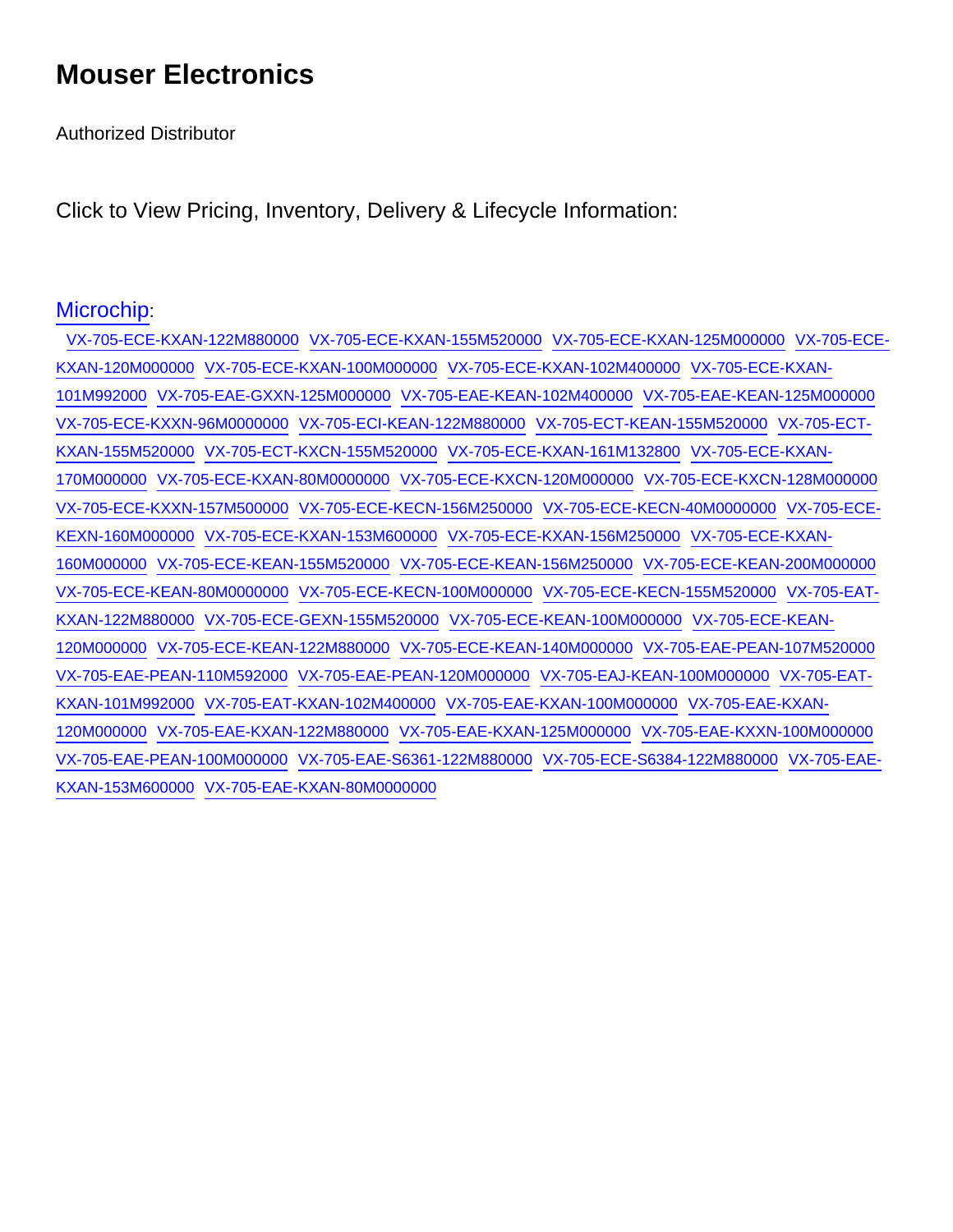# Mouser Electronics

Authorized Distributor

Click to View Pricing, Inventory, Delivery & Lifecycle Information:

Microchip:

VX-705-ECE-KXAN-122M880000 VX-705-ECE-KXAN-155M520000 VX-705-ECE-KXAN-125M000000 VX-705-ECE-KXAN-120M000000 VX-705-ECE-KXAN-100M000000 VX-705-ECE-KXAN-102M400000 VX-705-ECE-KXAN-101M992000 VX-705-EAE-GXXN-125M000000 VX-705-EAE-KEAN-102M400000 VX-705-EAE-KEAN-125M000000 VX-705-ECE-KXXN-96M0000000 VX-705-ECI-KEAN-122M880000 VX-705-ECT-KEAN-155M520000 VX-705-ECT-KXAN-155M520000 VX-705-ECT-KXCN-155M520000 VX-705-ECE-KXAN-161M132800 VX-705-ECE-KXAN-170M000000 VX-705-ECE-KXAN-80M0000000 VX-705-ECE-KXCN-120M000000 VX-705-ECE-KXCN-128M000000 VX-705-ECE-KXXN-157M500000 VX-705-ECE-KECN-156M250000 VX-705-ECE-KECN-40M0000000 VX-705-ECE-KEXN-160M000000 VX-705-ECE-KXAN-153M600000 VX-705-ECE-KXAN-156M250000 VX-705-ECE-KXAN-160M000000 VX-705-ECE-KEAN-155M520000 VX-705-ECE-KEAN-156M250000 VX-705-ECE-KEAN-200M000000 VX-705-ECE-KEAN-80M0000000 VX-705-ECE-KECN-100M000000 VX-705-ECE-KECN-155M520000 VX-705-EAT-KXAN-122M880000 VX-705-ECE-GEXN-155M520000 VX-705-ECE-KEAN-100M000000 VX-705-ECE-KEAN-120M000000 VX-705-ECE-KEAN-122M880000 VX-705-ECE-KEAN-140M000000 VX-705-EAE-PEAN-107M520000 VX-705-EAE-PEAN-110M592000 VX-705-EAE-PEAN-120M000000 VX-705-EAJ-KEAN-100M000000 VX-705-EAT-KXAN-101M992000 VX-705-EAT-KXAN-102M400000 VX-705-EAE-KXAN-100M000000 VX-705-EAE-KXAN-120M000000 VX-705-EAE-KXAN-122M880000 VX-705-EAE-KXAN-125M000000 VX-705-EAE-KXXN-100M000000 VX-705-EAE-PEAN-100M000000 VX-705-EAE-S6361-122M880000 VX-705-ECE-S6384-122M880000 VX-705-EAE-KXAN-153M600000 VX-705-EAE-KXAN-80M0000000